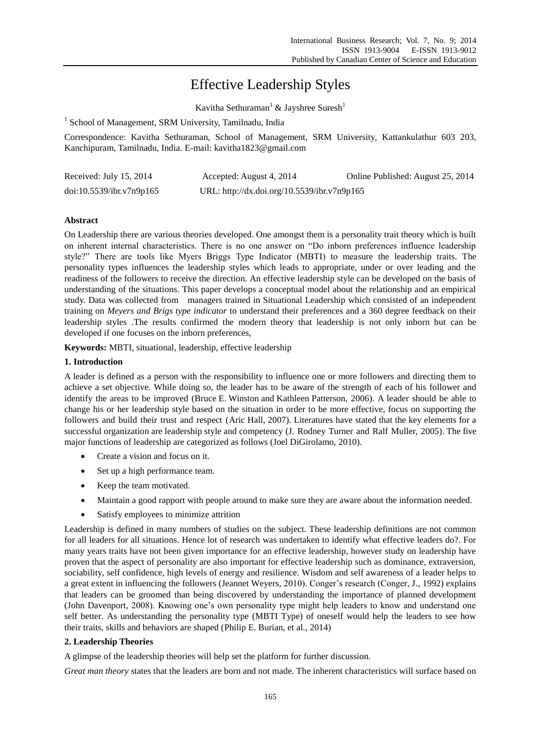# Effective Leadership Styles

Kavitha Sethuraman[1] & Jayshree Suresh[1]

[1] School of Management, SRM University, Tamilnadu, India

Correspondence: Kavitha Sethuraman, School of Management, SRM University, Kattankulathur 603 203, Kanchipuram, Tamilnadu, India. E-mail: kavitha1823@gmail.com

Received: July 15, 2014   Accepted: August 4, 2014   Online Published: August 25, 2014

doi:10.5539/ibr.v7n9p165   URL: http://dx.doi.org/10.5539/ibr.v7n9p165

## Abstract

On Leadership there are various theories developed. One amongst them is a personality trait theory which is built on inherent internal characteristics. There is no one answer on "Do inborn preferences influence leadership style?" There are tools like Myers Briggs Type Indicator (MBTI) to measure the leadership traits. The personality types influences the leadership styles which leads to appropriate, under or over leading and the readiness of the followers to receive the direction. An effective leadership style can be developed on the basis of understanding of the situations. This paper develops a conceptual model about the relationship and an empirical study. Data was collected from managers trained in Situational Leadership which consisted of an independent training on *Meyers and Brigs type indicator* to understand their preferences and a 360 degree feedback on their leadership styles .The results confirmed the modern theory that leadership is not only inborn but can be developed if one focuses on the inborn preferences,

**Keywords:** MBTI, situational, leadership, effective leadership

## 1. Introduction

A leader is defined as a person with the responsibility to influence one or more followers and directing them to achieve a set objective. While doing so, the leader has to be aware of the strength of each of his follower and identify the areas to be improved (Bruce E. Winston and Kathleen Patterson, 2006). A leader should be able to change his or her leadership style based on the situation in order to be more effective, focus on supporting the followers and build their trust and respect (Aric Hall, 2007). Literatures have stated that the key elements for a successful organization are leadership style and competency (J. Rodney Turner and Ralf Muller, 2005). The five major functions of leadership are categorized as follows (Joel DiGirolamo, 2010).

- Create a vision and focus on it.
- Set up a high performance team.
- Keep the team motivated.
- Maintain a good rapport with people around to make sure they are aware about the information needed.
- Satisfy employees to minimize attrition

Leadership is defined in many numbers of studies on the subject. These leadership definitions are not common for all leaders for all situations. Hence lot of research was undertaken to identify what effective leaders do?. For many years traits have not been given importance for an effective leadership, however study on leadership have proven that the aspect of personality are also important for effective leadership such as dominance, extraversion, sociability, self confidence, high levels of energy and resilience. Wisdom and self awareness of a leader helps to a great extent in influencing the followers (Jeannet Weyers, 2010). Conger's research (Conger, J., 1992) explains that leaders can be groomed than being discovered by understanding the importance of planned development (John Davenport, 2008). Knowing one's own personality type might help leaders to know and understand one self better. As understanding the personality type (MBTI Type) of oneself would help the leaders to see how their traits, skills and behaviors are shaped (Philip E. Burian, et al., 2014)

## 2. Leadership Theories

A glimpse of the leadership theories will help set the platform for further discussion.

*Great man theory* states that the leaders are born and not made. The inherent characteristics will surface based on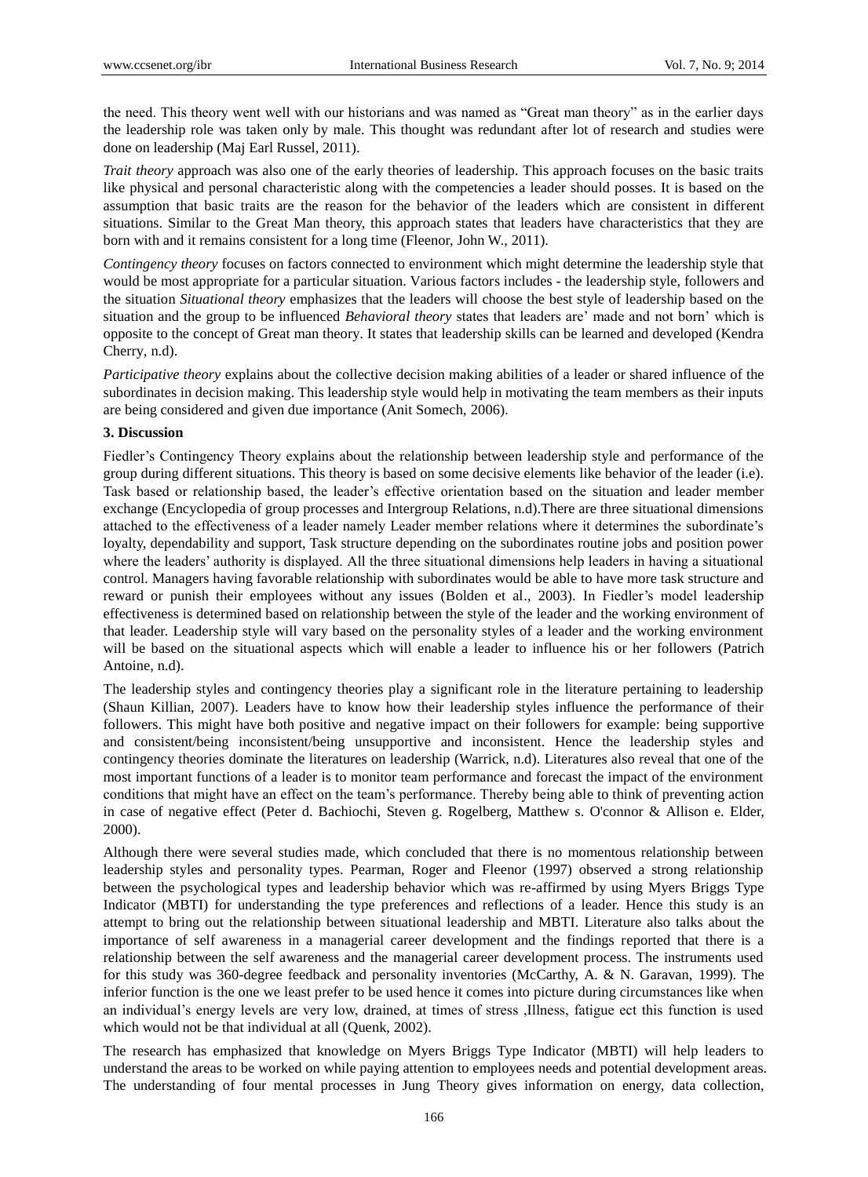the need. This theory went well with our historians and was named as "Great man theory" as in the earlier days the leadership role was taken only by male. This thought was redundant after lot of research and studies were done on leadership (Maj Earl Russel, 2011).

*Trait theory* approach was also one of the early theories of leadership. This approach focuses on the basic traits like physical and personal characteristic along with the competencies a leader should posses. It is based on the assumption that basic traits are the reason for the behavior of the leaders which are consistent in different situations. Similar to the Great Man theory, this approach states that leaders have characteristics that they are born with and it remains consistent for a long time (Fleenor, John W., 2011).

*Contingency theory* focuses on factors connected to environment which might determine the leadership style that would be most appropriate for a particular situation. Various factors includes - the leadership style, followers and the situation *Situational theory* emphasizes that the leaders will choose the best style of leadership based on the situation and the group to be influenced *Behavioral theory* states that leaders are' made and not born' which is opposite to the concept of Great man theory. It states that leadership skills can be learned and developed (Kendra Cherry, n.d).

*Participative theory* explains about the collective decision making abilities of a leader or shared influence of the subordinates in decision making. This leadership style would help in motivating the team members as their inputs are being considered and given due importance (Anit Somech, 2006).

## 3. Discussion

Fiedler's Contingency Theory explains about the relationship between leadership style and performance of the group during different situations. This theory is based on some decisive elements like behavior of the leader (i.e). Task based or relationship based, the leader's effective orientation based on the situation and leader member exchange (Encyclopedia of group processes and Intergroup Relations, n.d).There are three situational dimensions attached to the effectiveness of a leader namely Leader member relations where it determines the subordinate's loyalty, dependability and support, Task structure depending on the subordinates routine jobs and position power where the leaders' authority is displayed. All the three situational dimensions help leaders in having a situational control. Managers having favorable relationship with subordinates would be able to have more task structure and reward or punish their employees without any issues (Bolden et al., 2003). In Fiedler's model leadership effectiveness is determined based on relationship between the style of the leader and the working environment of that leader. Leadership style will vary based on the personality styles of a leader and the working environment will be based on the situational aspects which will enable a leader to influence his or her followers (Patrich Antoine, n.d).

The leadership styles and contingency theories play a significant role in the literature pertaining to leadership (Shaun Killian, 2007). Leaders have to know how their leadership styles influence the performance of their followers. This might have both positive and negative impact on their followers for example: being supportive and consistent/being inconsistent/being unsupportive and inconsistent. Hence the leadership styles and contingency theories dominate the literatures on leadership (Warrick, n.d). Literatures also reveal that one of the most important functions of a leader is to monitor team performance and forecast the impact of the environment conditions that might have an effect on the team's performance. Thereby being able to think of preventing action in case of negative effect (Peter d. Bachiochi, Steven g. Rogelberg, Matthew s. O'connor & Allison e. Elder, 2000).

Although there were several studies made, which concluded that there is no momentous relationship between leadership styles and personality types. Pearman, Roger and Fleenor (1997) observed a strong relationship between the psychological types and leadership behavior which was re-affirmed by using Myers Briggs Type Indicator (MBTI) for understanding the type preferences and reflections of a leader. Hence this study is an attempt to bring out the relationship between situational leadership and MBTI. Literature also talks about the importance of self awareness in a managerial career development and the findings reported that there is a relationship between the self awareness and the managerial career development process. The instruments used for this study was 360-degree feedback and personality inventories (McCarthy, A. & N. Garavan, 1999). The inferior function is the one we least prefer to be used hence it comes into picture during circumstances like when an individual's energy levels are very low, drained, at times of stress ,Illness, fatigue ect this function is used which would not be that individual at all (Quenk, 2002).

The research has emphasized that knowledge on Myers Briggs Type Indicator (MBTI) will help leaders to understand the areas to be worked on while paying attention to employees needs and potential development areas. The understanding of four mental processes in Jung Theory gives information on energy, data collection,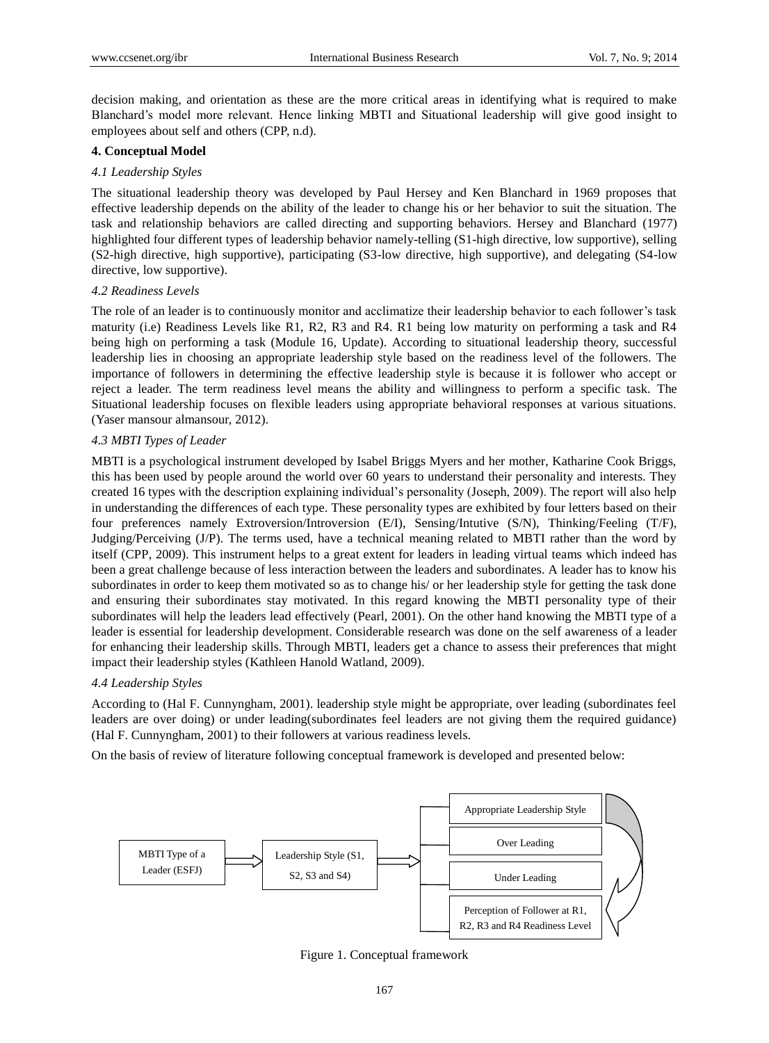decision making, and orientation as these are the more critical areas in identifying what is required to make Blanchard's model more relevant. Hence linking MBTI and Situational leadership will give good insight to employees about self and others (CPP, n.d).

## 4. Conceptual Model

### *4.1 Leadership Styles*

The situational leadership theory was developed by Paul Hersey and Ken Blanchard in 1969 proposes that effective leadership depends on the ability of the leader to change his or her behavior to suit the situation. The task and relationship behaviors are called directing and supporting behaviors. Hersey and Blanchard (1977) highlighted four different types of leadership behavior namely-telling (S1-high directive, low supportive), selling (S2-high directive, high supportive), participating (S3-low directive, high supportive), and delegating (S4-low directive, low supportive).

### *4.2 Readiness Levels*

The role of an leader is to continuously monitor and acclimatize their leadership behavior to each follower's task maturity (i.e) Readiness Levels like R1, R2, R3 and R4. R1 being low maturity on performing a task and R4 being high on performing a task (Module 16, Update). According to situational leadership theory, successful leadership lies in choosing an appropriate leadership style based on the readiness level of the followers. The importance of followers in determining the effective leadership style is because it is follower who accept or reject a leader. The term readiness level means the ability and willingness to perform a specific task. The Situational leadership focuses on flexible leaders using appropriate behavioral responses at various situations. (Yaser mansour almansour, 2012).

### *4.3 MBTI Types of Leader*

MBTI is a psychological instrument developed by Isabel Briggs Myers and her mother, Katharine Cook Briggs, this has been used by people around the world over 60 years to understand their personality and interests. They created 16 types with the description explaining individual's personality (Joseph, 2009). The report will also help in understanding the differences of each type. These personality types are exhibited by four letters based on their four preferences namely Extroversion/Introversion (E/I), Sensing/Intutive (S/N), Thinking/Feeling (T/F), Judging/Perceiving (J/P). The terms used, have a technical meaning related to MBTI rather than the word by itself (CPP, 2009). This instrument helps to a great extent for leaders in leading virtual teams which indeed has been a great challenge because of less interaction between the leaders and subordinates. A leader has to know his subordinates in order to keep them motivated so as to change his/ or her leadership style for getting the task done and ensuring their subordinates stay motivated. In this regard knowing the MBTI personality type of their subordinates will help the leaders lead effectively (Pearl, 2001). On the other hand knowing the MBTI type of a leader is essential for leadership development. Considerable research was done on the self awareness of a leader for enhancing their leadership skills. Through MBTI, leaders get a chance to assess their preferences that might impact their leadership styles (Kathleen Hanold Watland, 2009).

### *4.4 Leadership Styles*

According to (Hal F. Cunnyngham, 2001). leadership style might be appropriate, over leading (subordinates feel leaders are over doing) or under leading(subordinates feel leaders are not giving them the required guidance) (Hal F. Cunnyngham, 2001) to their followers at various readiness levels.

On the basis of review of literature following conceptual framework is developed and presented below:

MBTI Type of a Leader (ESFJ) → Leadership Style (S1, S2, S3 and S4) → Appropriate Leadership Style / Over Leading / Under Leading / Perception of Follower at R1, R2, R3 and R4 Readiness Level

Figure 1. Conceptual framework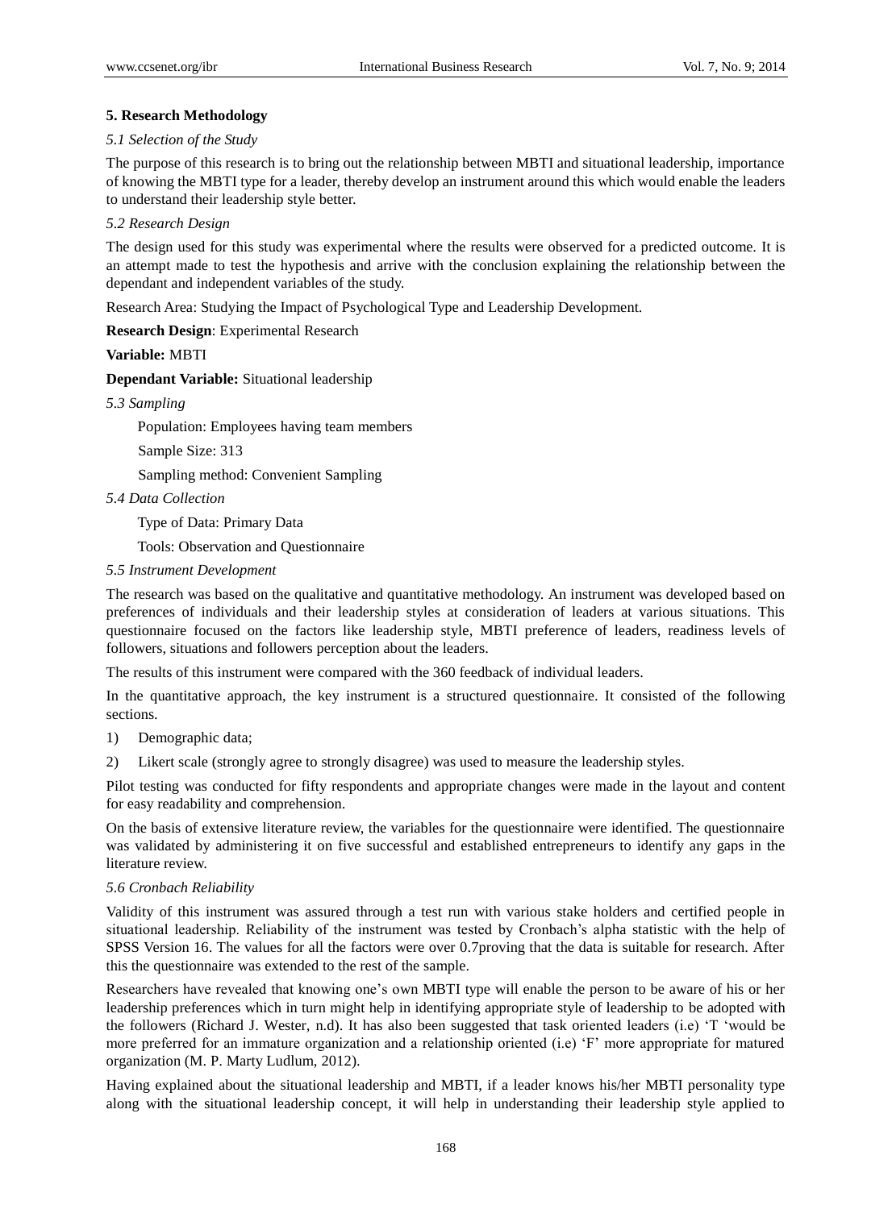## 5. Research Methodology

### *5.1 Selection of the Study*

The purpose of this research is to bring out the relationship between MBTI and situational leadership, importance of knowing the MBTI type for a leader, thereby develop an instrument around this which would enable the leaders to understand their leadership style better.

### *5.2 Research Design*

The design used for this study was experimental where the results were observed for a predicted outcome. It is an attempt made to test the hypothesis and arrive with the conclusion explaining the relationship between the dependant and independent variables of the study.

Research Area: Studying the Impact of Psychological Type and Leadership Development.

**Research Design**: Experimental Research

**Variable:** MBTI

**Dependant Variable:** Situational leadership

### *5.3 Sampling*

Population: Employees having team members

Sample Size: 313

Sampling method: Convenient Sampling

### *5.4 Data Collection*

Type of Data: Primary Data

Tools: Observation and Questionnaire

### *5.5 Instrument Development*

The research was based on the qualitative and quantitative methodology. An instrument was developed based on preferences of individuals and their leadership styles at consideration of leaders at various situations. This questionnaire focused on the factors like leadership style, MBTI preference of leaders, readiness levels of followers, situations and followers perception about the leaders.

The results of this instrument were compared with the 360 feedback of individual leaders.

In the quantitative approach, the key instrument is a structured questionnaire. It consisted of the following sections.

1) Demographic data;
2) Likert scale (strongly agree to strongly disagree) was used to measure the leadership styles.

Pilot testing was conducted for fifty respondents and appropriate changes were made in the layout and content for easy readability and comprehension.

On the basis of extensive literature review, the variables for the questionnaire were identified. The questionnaire was validated by administering it on five successful and established entrepreneurs to identify any gaps in the literature review.

### *5.6 Cronbach Reliability*

Validity of this instrument was assured through a test run with various stake holders and certified people in situational leadership. Reliability of the instrument was tested by Cronbach's alpha statistic with the help of SPSS Version 16. The values for all the factors were over 0.7proving that the data is suitable for research. After this the questionnaire was extended to the rest of the sample.

Researchers have revealed that knowing one's own MBTI type will enable the person to be aware of his or her leadership preferences which in turn might help in identifying appropriate style of leadership to be adopted with the followers (Richard J. Wester, n.d). It has also been suggested that task oriented leaders (i.e) 'T 'would be more preferred for an immature organization and a relationship oriented (i.e) 'F' more appropriate for matured organization (M. P. Marty Ludlum, 2012).

Having explained about the situational leadership and MBTI, if a leader knows his/her MBTI personality type along with the situational leadership concept, it will help in understanding their leadership style applied to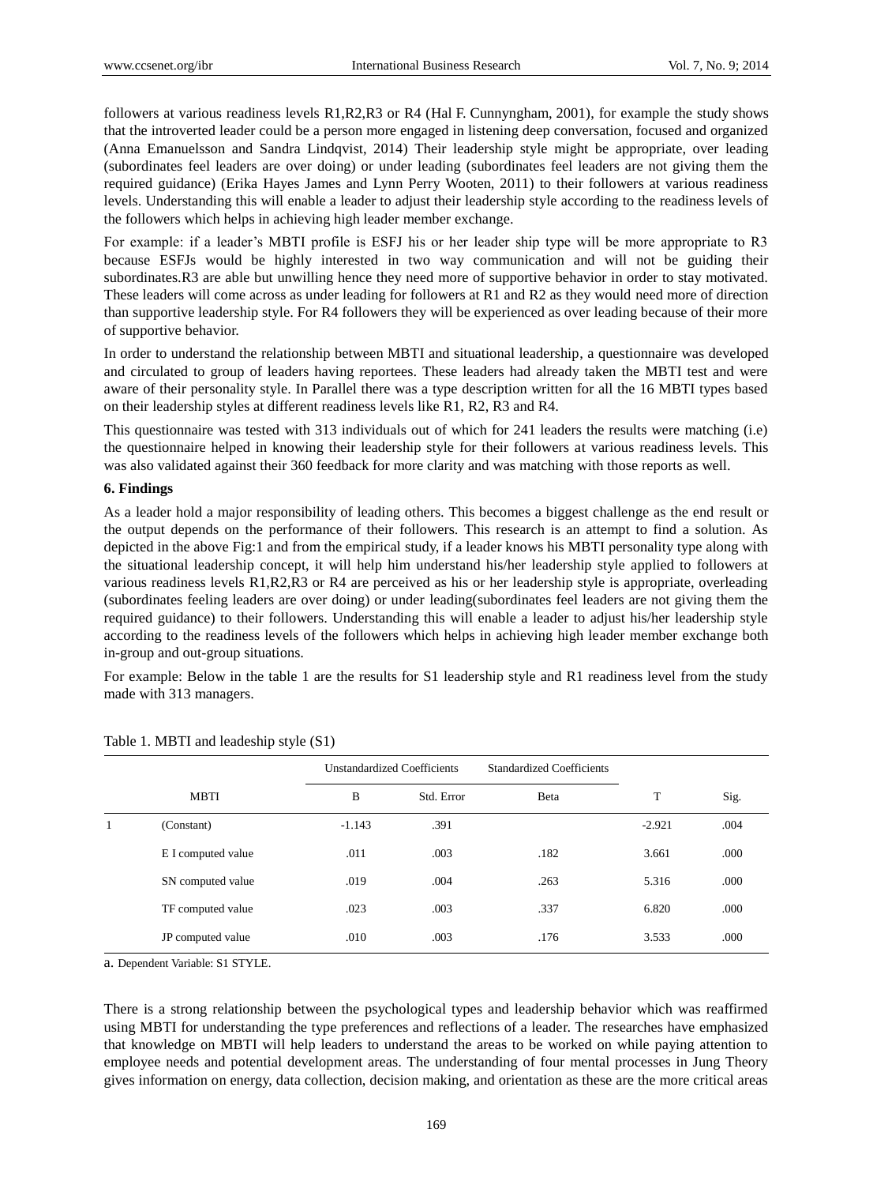followers at various readiness levels R1,R2,R3 or R4 (Hal F. Cunnyngham, 2001), for example the study shows that the introverted leader could be a person more engaged in listening deep conversation, focused and organized (Anna Emanuelsson and Sandra Lindqvist, 2014) Their leadership style might be appropriate, over leading (subordinates feel leaders are over doing) or under leading (subordinates feel leaders are not giving them the required guidance) (Erika Hayes James and Lynn Perry Wooten, 2011) to their followers at various readiness levels. Understanding this will enable a leader to adjust their leadership style according to the readiness levels of the followers which helps in achieving high leader member exchange.

For example: if a leader's MBTI profile is ESFJ his or her leader ship type will be more appropriate to R3 because ESFJs would be highly interested in two way communication and will not be guiding their subordinates.R3 are able but unwilling hence they need more of supportive behavior in order to stay motivated. These leaders will come across as under leading for followers at R1 and R2 as they would need more of direction than supportive leadership style. For R4 followers they will be experienced as over leading because of their more of supportive behavior.

In order to understand the relationship between MBTI and situational leadership, a questionnaire was developed and circulated to group of leaders having reportees. These leaders had already taken the MBTI test and were aware of their personality style. In Parallel there was a type description written for all the 16 MBTI types based on their leadership styles at different readiness levels like R1, R2, R3 and R4.

This questionnaire was tested with 313 individuals out of which for 241 leaders the results were matching (i.e) the questionnaire helped in knowing their leadership style for their followers at various readiness levels. This was also validated against their 360 feedback for more clarity and was matching with those reports as well.

**6. Findings**

As a leader hold a major responsibility of leading others. This becomes a biggest challenge as the end result or the output depends on the performance of their followers. This research is an attempt to find a solution. As depicted in the above Fig:1 and from the empirical study, if a leader knows his MBTI personality type along with the situational leadership concept, it will help him understand his/her leadership style applied to followers at various readiness levels R1,R2,R3 or R4 are perceived as his or her leadership style is appropriate, overleading (subordinates feeling leaders are over doing) or under leading(subordinates feel leaders are not giving them the required guidance) to their followers. Understanding this will enable a leader to adjust his/her leadership style according to the readiness levels of the followers which helps in achieving high leader member exchange both in-group and out-group situations.

For example: Below in the table 1 are the results for S1 leadership style and R1 readiness level from the study made with 313 managers.

Table 1. MBTI and leadeship style (S1)

| | MBTI | Unstandardized Coefficients | | Standardized Coefficients | T | Sig. |
|---|---|---|---|---|---|---|
| | | B | Std. Error | Beta | | |
| 1 | (Constant) | -1.143 | .391 | | -2.921 | .004 |
| | E I computed value | .011 | .003 | .182 | 3.661 | .000 |
| | SN computed value | .019 | .004 | .263 | 5.316 | .000 |
| | TF computed value | .023 | .003 | .337 | 6.820 | .000 |
| | JP computed value | .010 | .003 | .176 | 3.533 | .000 |

a. Dependent Variable: S1 STYLE.

There is a strong relationship between the psychological types and leadership behavior which was reaffirmed using MBTI for understanding the type preferences and reflections of a leader. The researches have emphasized that knowledge on MBTI will help leaders to understand the areas to be worked on while paying attention to employee needs and potential development areas. The understanding of four mental processes in Jung Theory gives information on energy, data collection, decision making, and orientation as these are the more critical areas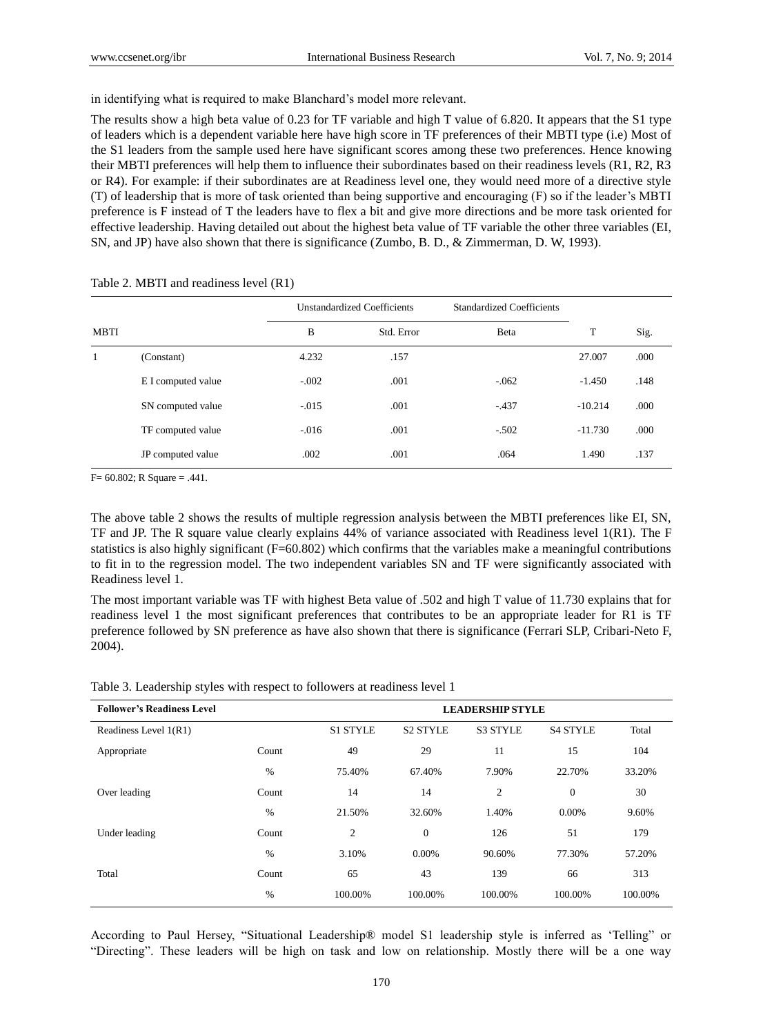in identifying what is required to make Blanchard's model more relevant.

The results show a high beta value of 0.23 for TF variable and high T value of 6.820. It appears that the S1 type of leaders which is a dependent variable here have high score in TF preferences of their MBTI type (i.e) Most of the S1 leaders from the sample used here have significant scores among these two preferences. Hence knowing their MBTI preferences will help them to influence their subordinates based on their readiness levels (R1, R2, R3 or R4). For example: if their subordinates are at Readiness level one, they would need more of a directive style (T) of leadership that is more of task oriented than being supportive and encouraging (F) so if the leader's MBTI preference is F instead of T the leaders have to flex a bit and give more directions and be more task oriented for effective leadership. Having detailed out about the highest beta value of TF variable the other three variables (EI, SN, and JP) have also shown that there is significance (Zumbo, B. D., & Zimmerman, D. W, 1993).

Table 2. MBTI and readiness level (R1)

| MBTI | | Unstandardized Coefficients | | Standardized Coefficients | T | Sig. |
|---|---|---|---|---|---|---|
| | | B | Std. Error | Beta | | |
| 1 | (Constant) | 4.232 | .157 | | 27.007 | .000 |
| | E I computed value | -.002 | .001 | -.062 | -1.450 | .148 |
| | SN computed value | -.015 | .001 | -.437 | -10.214 | .000 |
| | TF computed value | -.016 | .001 | -.502 | -11.730 | .000 |
| | JP computed value | .002 | .001 | .064 | 1.490 | .137 |

F= 60.802; R Square = .441.

The above table 2 shows the results of multiple regression analysis between the MBTI preferences like EI, SN, TF and JP. The R square value clearly explains 44% of variance associated with Readiness level 1(R1). The F statistics is also highly significant (F=60.802) which confirms that the variables make a meaningful contributions to fit in to the regression model. The two independent variables SN and TF were significantly associated with Readiness level 1.

The most important variable was TF with highest Beta value of .502 and high T value of 11.730 explains that for readiness level 1 the most significant preferences that contributes to be an appropriate leader for R1 is TF preference followed by SN preference as have also shown that there is significance (Ferrari SLP, Cribari-Neto F, 2004).

Table 3. Leadership styles with respect to followers at readiness level 1

| **Follower's Readiness Level** | | **LEADERSHIP STYLE** | | | | |
|---|---|---|---|---|---|---|
| Readiness Level 1(R1) | | S1 STYLE | S2 STYLE | S3 STYLE | S4 STYLE | Total |
| Appropriate | Count | 49 | 29 | 11 | 15 | 104 |
| | % | 75.40% | 67.40% | 7.90% | 22.70% | 33.20% |
| Over leading | Count | 14 | 14 | 2 | 0 | 30 |
| | % | 21.50% | 32.60% | 1.40% | 0.00% | 9.60% |
| Under leading | Count | 2 | 0 | 126 | 51 | 179 |
| | % | 3.10% | 0.00% | 90.60% | 77.30% | 57.20% |
| Total | Count | 65 | 43 | 139 | 66 | 313 |
| | % | 100.00% | 100.00% | 100.00% | 100.00% | 100.00% |

According to Paul Hersey, "Situational Leadership® model S1 leadership style is inferred as 'Telling' or "Directing". These leaders will be high on task and low on relationship. Mostly there will be a one way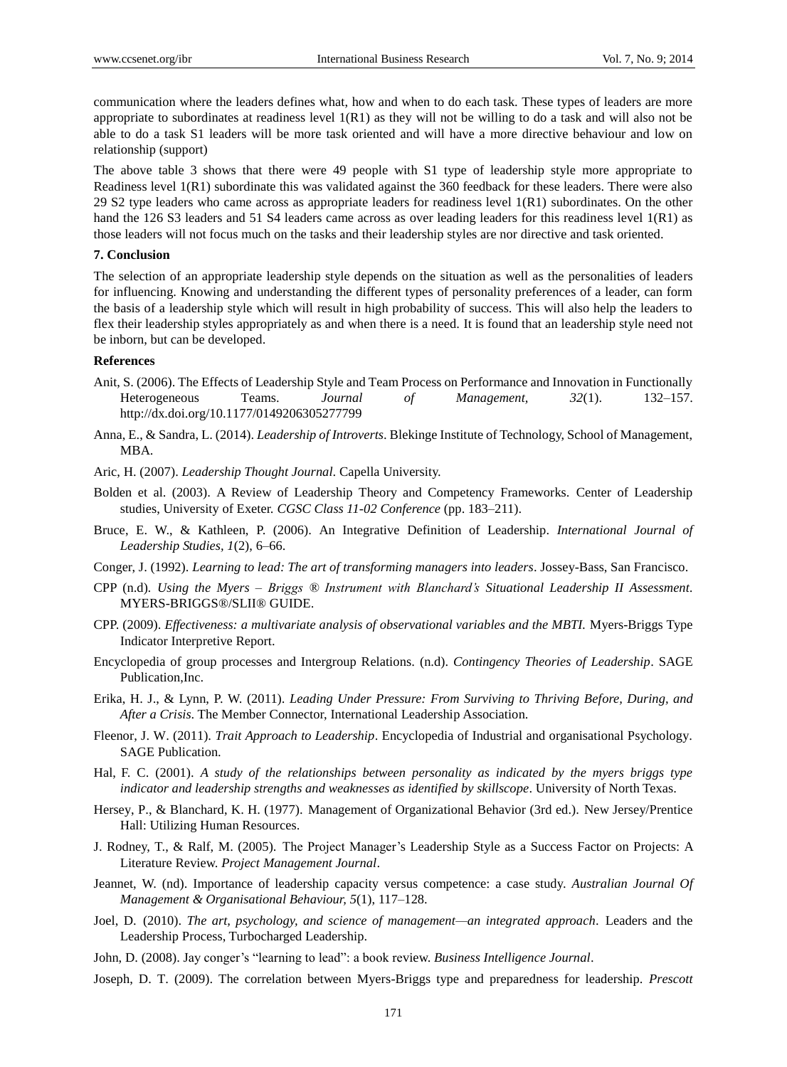communication where the leaders defines what, how and when to do each task. These types of leaders are more appropriate to subordinates at readiness level 1(R1) as they will not be willing to do a task and will also not be able to do a task S1 leaders will be more task oriented and will have a more directive behaviour and low on relationship (support)

The above table 3 shows that there were 49 people with S1 type of leadership style more appropriate to Readiness level 1(R1) subordinate this was validated against the 360 feedback for these leaders. There were also 29 S2 type leaders who came across as appropriate leaders for readiness level 1(R1) subordinates. On the other hand the 126 S3 leaders and 51 S4 leaders came across as over leading leaders for this readiness level 1(R1) as those leaders will not focus much on the tasks and their leadership styles are nor directive and task oriented.

## 7. Conclusion

The selection of an appropriate leadership style depends on the situation as well as the personalities of leaders for influencing. Knowing and understanding the different types of personality preferences of a leader, can form the basis of a leadership style which will result in high probability of success. This will also help the leaders to flex their leadership styles appropriately as and when there is a need. It is found that an leadership style need not be inborn, but can be developed.

## References

Anit, S. (2006). The Effects of Leadership Style and Team Process on Performance and Innovation in Functionally Heterogeneous Teams. *Journal of Management, 32*(1). 132–157. http://dx.doi.org/10.1177/0149206305277799

Anna, E., & Sandra, L. (2014). *Leadership of Introverts*. Blekinge Institute of Technology, School of Management, MBA.

Aric, H. (2007). *Leadership Thought Journal*. Capella University.

Bolden et al. (2003). A Review of Leadership Theory and Competency Frameworks. Center of Leadership studies, University of Exeter. *CGSC Class 11-02 Conference* (pp. 183–211).

Bruce, E. W., & Kathleen, P. (2006). An Integrative Definition of Leadership. *International Journal of Leadership Studies, 1*(2), 6–66.

Conger, J. (1992). *Learning to lead: The art of transforming managers into leaders*. Jossey-Bass, San Francisco.

CPP (n.d). *Using the Myers – Briggs ® Instrument with Blanchard's Situational Leadership II Assessment*. MYERS-BRIGGS®/SLII® GUIDE.

CPP. (2009). *Effectiveness: a multivariate analysis of observational variables and the MBTI.* Myers-Briggs Type Indicator Interpretive Report.

Encyclopedia of group processes and Intergroup Relations. (n.d). *Contingency Theories of Leadership*. SAGE Publication,Inc.

Erika, H. J., & Lynn, P. W. (2011). *Leading Under Pressure: From Surviving to Thriving Before, During, and After a Crisis*. The Member Connector, International Leadership Association.

Fleenor, J. W. (2011). *Trait Approach to Leadership*. Encyclopedia of Industrial and organisational Psychology. SAGE Publication.

Hal, F. C. (2001). *A study of the relationships between personality as indicated by the myers briggs type indicator and leadership strengths and weaknesses as identified by skillscope*. University of North Texas.

Hersey, P., & Blanchard, K. H. (1977). Management of Organizational Behavior (3rd ed.). New Jersey/Prentice Hall: Utilizing Human Resources.

J. Rodney, T., & Ralf, M. (2005). The Project Manager's Leadership Style as a Success Factor on Projects: A Literature Review. *Project Management Journal*.

Jeannet, W. (nd). Importance of leadership capacity versus competence: a case study. *Australian Journal Of Management & Organisational Behaviour, 5*(1), 117–128.

Joel, D. (2010). *The art, psychology, and science of management—an integrated approach*. Leaders and the Leadership Process, Turbocharged Leadership.

John, D. (2008). Jay conger's "learning to lead": a book review. *Business Intelligence Journal*.

Joseph, D. T. (2009). The correlation between Myers-Briggs type and preparedness for leadership. *Prescott*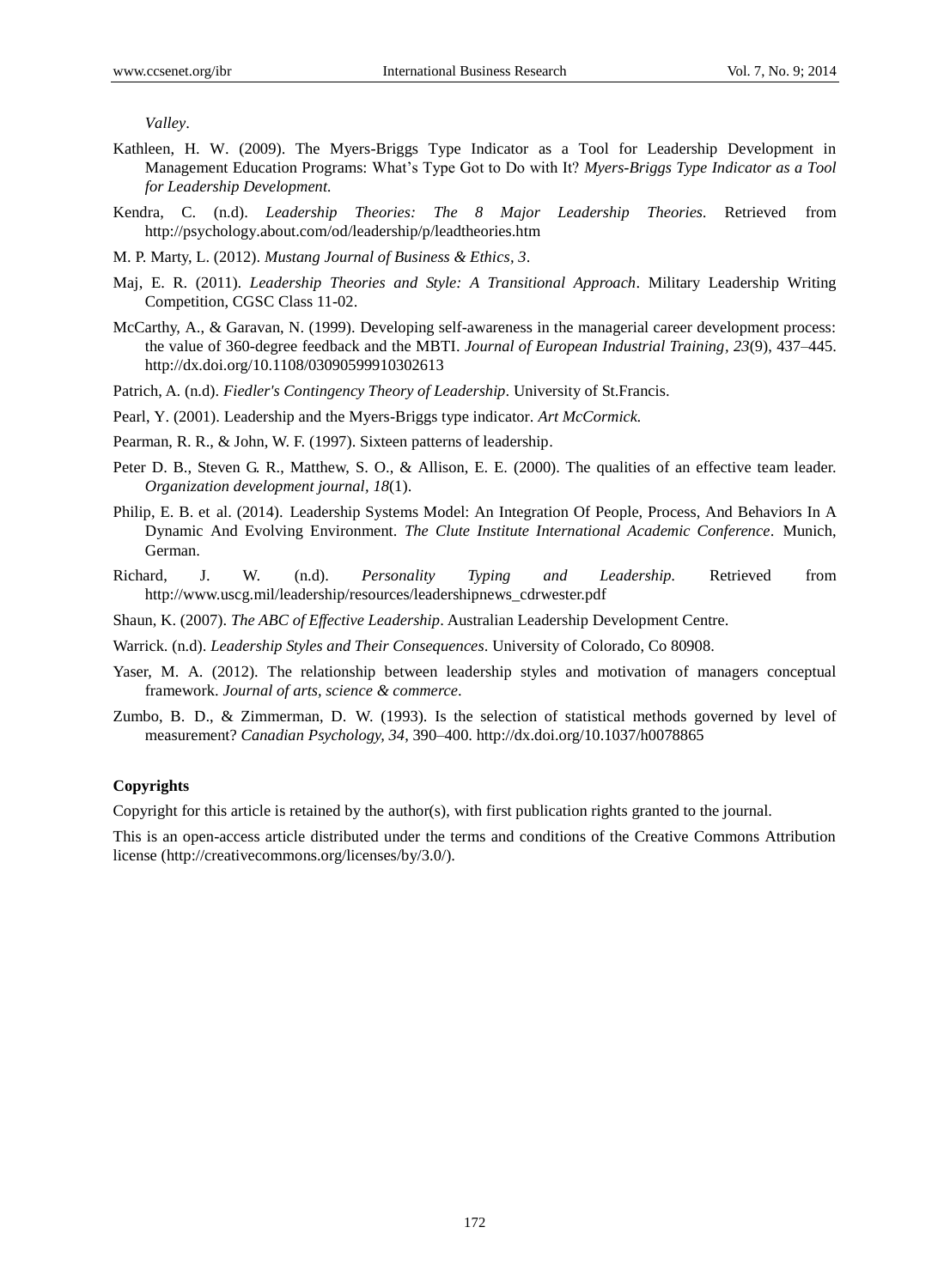*Valley*.

Kathleen, H. W. (2009). The Myers-Briggs Type Indicator as a Tool for Leadership Development in Management Education Programs: What's Type Got to Do with It? *Myers-Briggs Type Indicator as a Tool for Leadership Development.*

Kendra, C. (n.d). *Leadership Theories: The 8 Major Leadership Theories.* Retrieved from http://psychology.about.com/od/leadership/p/leadtheories.htm

M. P. Marty, L. (2012). *Mustang Journal of Business & Ethics*, *3*.

Maj, E. R. (2011). *Leadership Theories and Style: A Transitional Approach*. Military Leadership Writing Competition, CGSC Class 11-02.

McCarthy, A., & Garavan, N. (1999). Developing self-awareness in the managerial career development process: the value of 360-degree feedback and the MBTI. *Journal of European Industrial Training*, *23*(9), 437–445. http://dx.doi.org/10.1108/03090599910302613

Patrich, A. (n.d). *Fiedler's Contingency Theory of Leadership*. University of St.Francis.

Pearl, Y. (2001). Leadership and the Myers-Briggs type indicator. *Art McCormick.*

Pearman, R. R., & John, W. F. (1997). Sixteen patterns of leadership.

Peter D. B., Steven G. R., Matthew, S. O., & Allison, E. E. (2000). The qualities of an effective team leader. *Organization development journal*, *18*(1).

Philip, E. B. et al. (2014). Leadership Systems Model: An Integration Of People, Process, And Behaviors In A Dynamic And Evolving Environment. *The Clute Institute International Academic Conference*. Munich, German.

Richard, J. W. (n.d). *Personality Typing and Leadership.* Retrieved from http://www.uscg.mil/leadership/resources/leadershipnews_cdrwester.pdf

Shaun, K. (2007). *The ABC of Effective Leadership*. Australian Leadership Development Centre.

Warrick. (n.d). *Leadership Styles and Their Consequences*. University of Colorado, Co 80908.

Yaser, M. A. (2012). The relationship between leadership styles and motivation of managers conceptual framework. *Journal of arts, science & commerce*.

Zumbo, B. D., & Zimmerman, D. W. (1993). Is the selection of statistical methods governed by level of measurement? *Canadian Psychology, 34*, 390–400. http://dx.doi.org/10.1037/h0078865

**Copyrights**

Copyright for this article is retained by the author(s), with first publication rights granted to the journal.

This is an open-access article distributed under the terms and conditions of the Creative Commons Attribution license (http://creativecommons.org/licenses/by/3.0/).